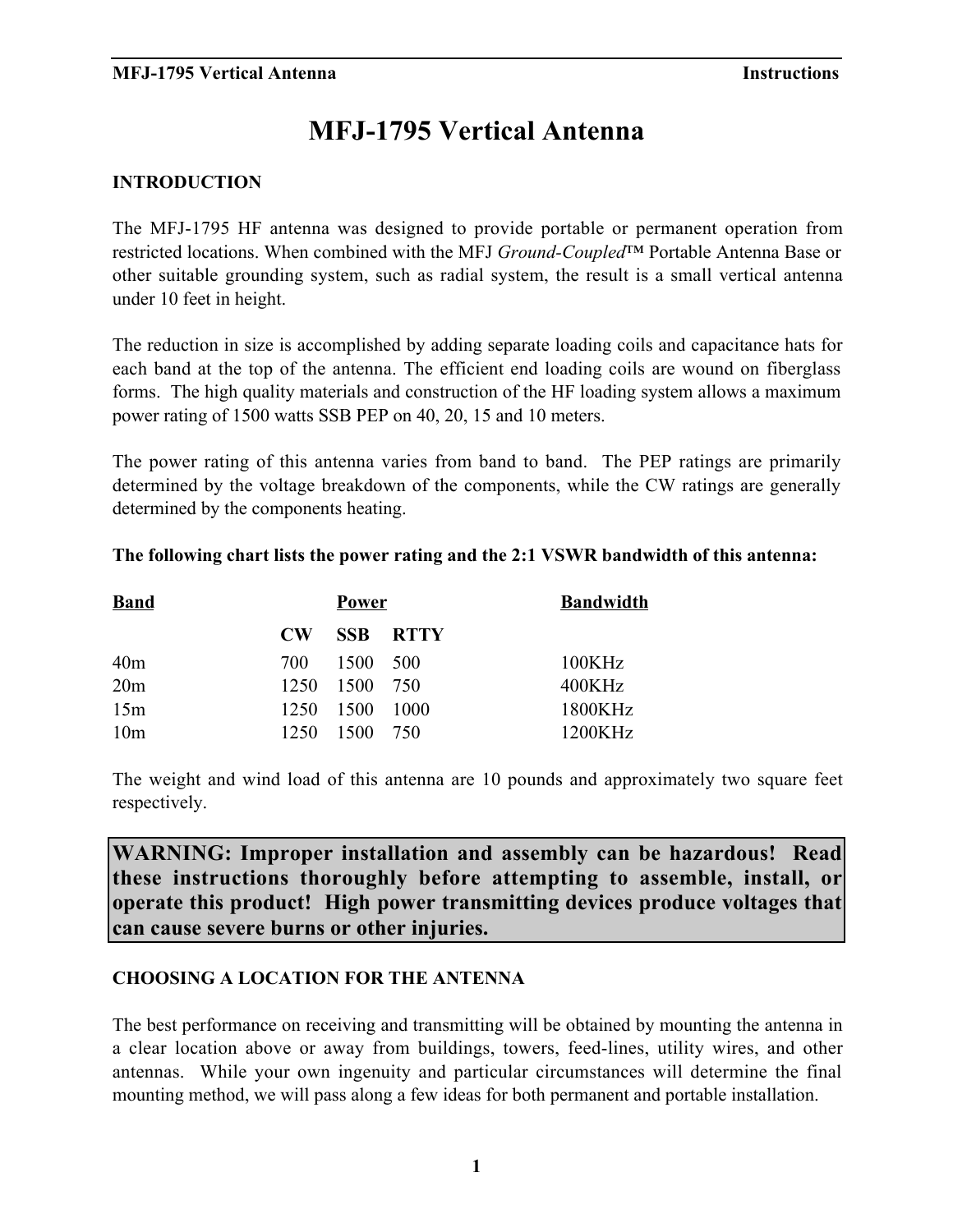# MFJ-1795 Vertical Antenna

## INTRODUCTION

The MFJ-1795 HF antenna was designed to provide portable or permanent operation from restricted locations. When combined with the MFJ *Ground-Coupled*™ Portable Antenna Base or other suitable grounding system, such as radial system, the result is a small vertical antenna under 10 feet in height.

The reduction in size is accomplished by adding separate loading coils and capacitance hats for each band at the top of the antenna. The efficient end loading coils are wound on fiberglass forms. The high quality materials and construction of the HF loading system allows a maximum power rating of 1500 watts SSB PEP on 40, 20, 15 and 10 meters.

The power rating of this antenna varies from band to band. The PEP ratings are primarily determined by the voltage breakdown of the components, while the CW ratings are generally determined by the components heating.

**The following chart lists the power rating and the 2:1 VSWR bandwidth of this antenna:**

| Band | Power | | | Bandwidth |
|---|---|---|---|---|
| | CW | SSB | RTTY | |
| 40m | 700 | 1500 | 500 | 100KHz |
| 20m | 1250 | 1500 | 750 | 400KHz |
| 15m | 1250 | 1500 | 1000 | 1800KHz |
| 10m | 1250 | 1500 | 750 | 1200KHz |

The weight and wind load of this antenna are 10 pounds and approximately two square feet respectively.

**WARNING: Improper installation and assembly can be hazardous! Read these instructions thoroughly before attempting to assemble, install, or operate this product! High power transmitting devices produce voltages that can cause severe burns or other injuries.**

## CHOOSING A LOCATION FOR THE ANTENNA

The best performance on receiving and transmitting will be obtained by mounting the antenna in a clear location above or away from buildings, towers, feed-lines, utility wires, and other antennas. While your own ingenuity and particular circumstances will determine the final mounting method, we will pass along a few ideas for both permanent and portable installation.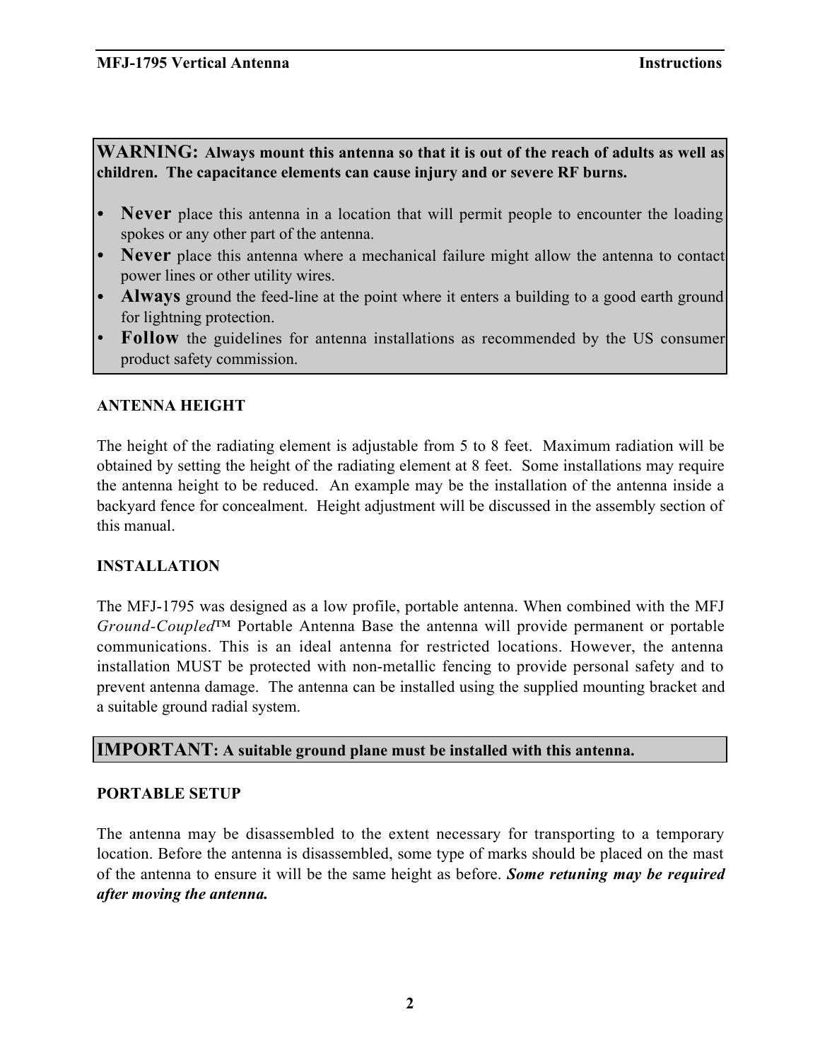**WARNING: Always mount this antenna so that it is out of the reach of adults as well as children. The capacitance elements can cause injury and or severe RF burns.**

- **Never** place this antenna in a location that will permit people to encounter the loading spokes or any other part of the antenna.
- **Never** place this antenna where a mechanical failure might allow the antenna to contact power lines or other utility wires.
- **Always** ground the feed-line at the point where it enters a building to a good earth ground for lightning protection.
- **Follow** the guidelines for antenna installations as recommended by the US consumer product safety commission.

## ANTENNA HEIGHT

The height of the radiating element is adjustable from 5 to 8 feet. Maximum radiation will be obtained by setting the height of the radiating element at 8 feet. Some installations may require the antenna height to be reduced. An example may be the installation of the antenna inside a backyard fence for concealment. Height adjustment will be discussed in the assembly section of this manual.

## INSTALLATION

The MFJ-1795 was designed as a low profile, portable antenna. When combined with the MFJ *Ground-Coupled*™ Portable Antenna Base the antenna will provide permanent or portable communications. This is an ideal antenna for restricted locations. However, the antenna installation MUST be protected with non-metallic fencing to provide personal safety and to prevent antenna damage. The antenna can be installed using the supplied mounting bracket and a suitable ground radial system.

**IMPORTANT: A suitable ground plane must be installed with this antenna.**

## PORTABLE SETUP

The antenna may be disassembled to the extent necessary for transporting to a temporary location. Before the antenna is disassembled, some type of marks should be placed on the mast of the antenna to ensure it will be the same height as before. ***Some retuning may be required after moving the antenna.***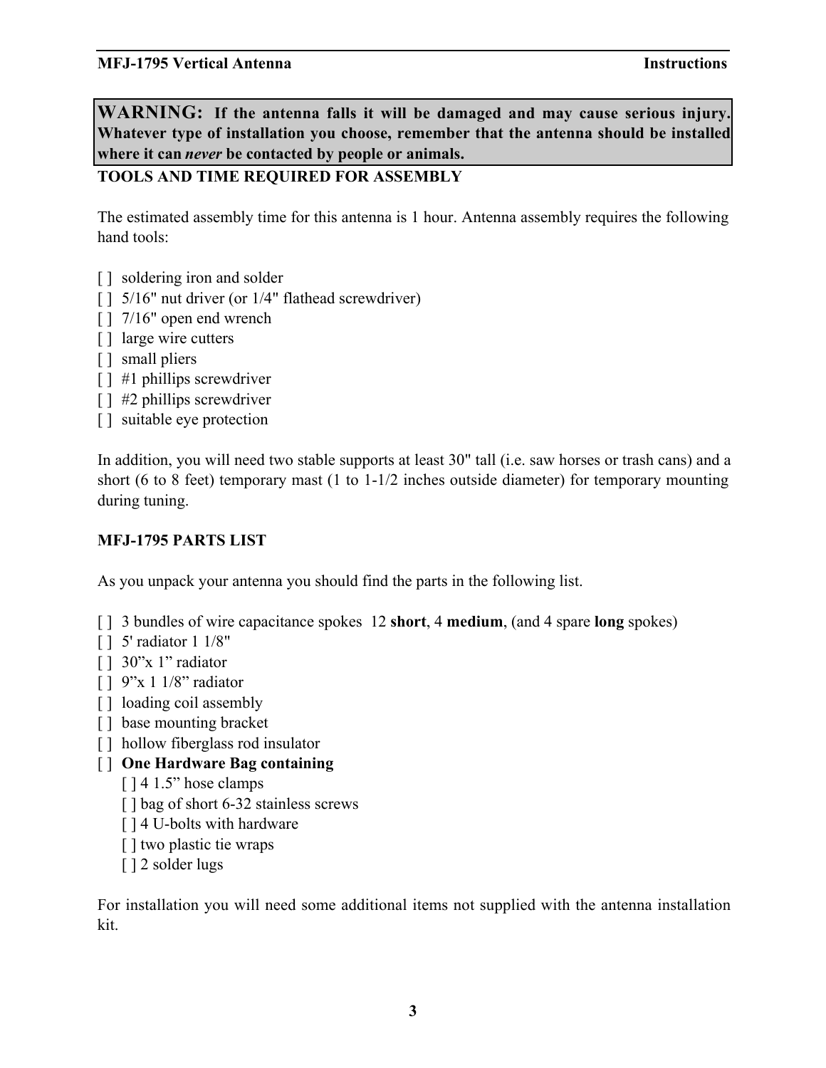**WARNING: If the antenna falls it will be damaged and may cause serious injury. Whatever type of installation you choose, remember that the antenna should be installed where it can *never* be contacted by people or animals.**

**TOOLS AND TIME REQUIRED FOR ASSEMBLY**

The estimated assembly time for this antenna is 1 hour. Antenna assembly requires the following hand tools:

- [ ] soldering iron and solder
- [ ] 5/16" nut driver (or 1/4" flathead screwdriver)
- [ ] 7/16" open end wrench
- [ ] large wire cutters
- [ ] small pliers
- [ ] #1 phillips screwdriver
- [ ] #2 phillips screwdriver
- [ ] suitable eye protection

In addition, you will need two stable supports at least 30" tall (i.e. saw horses or trash cans) and a short (6 to 8 feet) temporary mast (1 to 1-1/2 inches outside diameter) for temporary mounting during tuning.

**MFJ-1795 PARTS LIST**

As you unpack your antenna you should find the parts in the following list.

- [ ] 3 bundles of wire capacitance spokes 12 **short**, 4 **medium**, (and 4 spare **long** spokes)
- [ ] 5' radiator 1 1/8"
- [ ] 30"x 1" radiator
- [ ] 9"x 1 1/8" radiator
- [ ] loading coil assembly
- [ ] base mounting bracket
- [ ] hollow fiberglass rod insulator
- [ ] **One Hardware Bag containing**
    - [ ] 4 1.5" hose clamps
    - [ ] bag of short 6-32 stainless screws
    - [ ] 4 U-bolts with hardware
    - [ ] two plastic tie wraps
    - [ ] 2 solder lugs

For installation you will need some additional items not supplied with the antenna installation kit.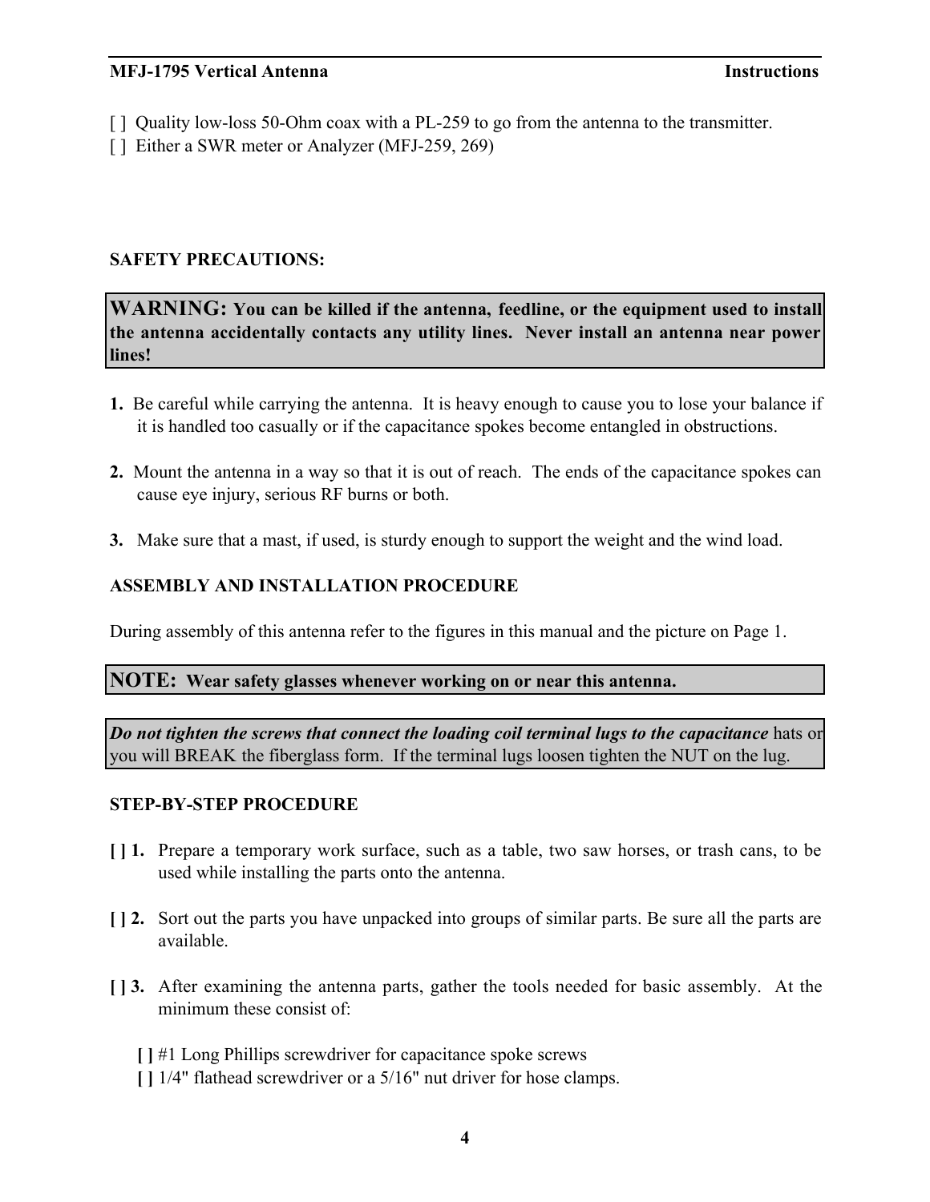[ ] Quality low-loss 50-Ohm coax with a PL-259 to go from the antenna to the transmitter.
[ ] Either a SWR meter or Analyzer (MFJ-259, 269)

**SAFETY PRECAUTIONS:**

> **WARNING: You can be killed if the antenna, feedline, or the equipment used to install the antenna accidentally contacts any utility lines. Never install an antenna near power lines!**

**1.** Be careful while carrying the antenna. It is heavy enough to cause you to lose your balance if it is handled too casually or if the capacitance spokes become entangled in obstructions.

**2.** Mount the antenna in a way so that it is out of reach. The ends of the capacitance spokes can cause eye injury, serious RF burns or both.

**3.** Make sure that a mast, if used, is sturdy enough to support the weight and the wind load.

**ASSEMBLY AND INSTALLATION PROCEDURE**

During assembly of this antenna refer to the figures in this manual and the picture on Page 1.

> **NOTE: Wear safety glasses whenever working on or near this antenna.**

> ***Do not tighten the screws that connect the loading coil terminal lugs to the capacitance*** hats or you will BREAK the fiberglass form. If the terminal lugs loosen tighten the NUT on the lug.

**STEP-BY-STEP PROCEDURE**

**[ ] 1.** Prepare a temporary work surface, such as a table, two saw horses, or trash cans, to be used while installing the parts onto the antenna.

**[ ] 2.** Sort out the parts you have unpacked into groups of similar parts. Be sure all the parts are available.

**[ ] 3.** After examining the antenna parts, gather the tools needed for basic assembly. At the minimum these consist of:

**[ ]** #1 Long Phillips screwdriver for capacitance spoke screws
**[ ]** 1/4" flathead screwdriver or a 5/16" nut driver for hose clamps.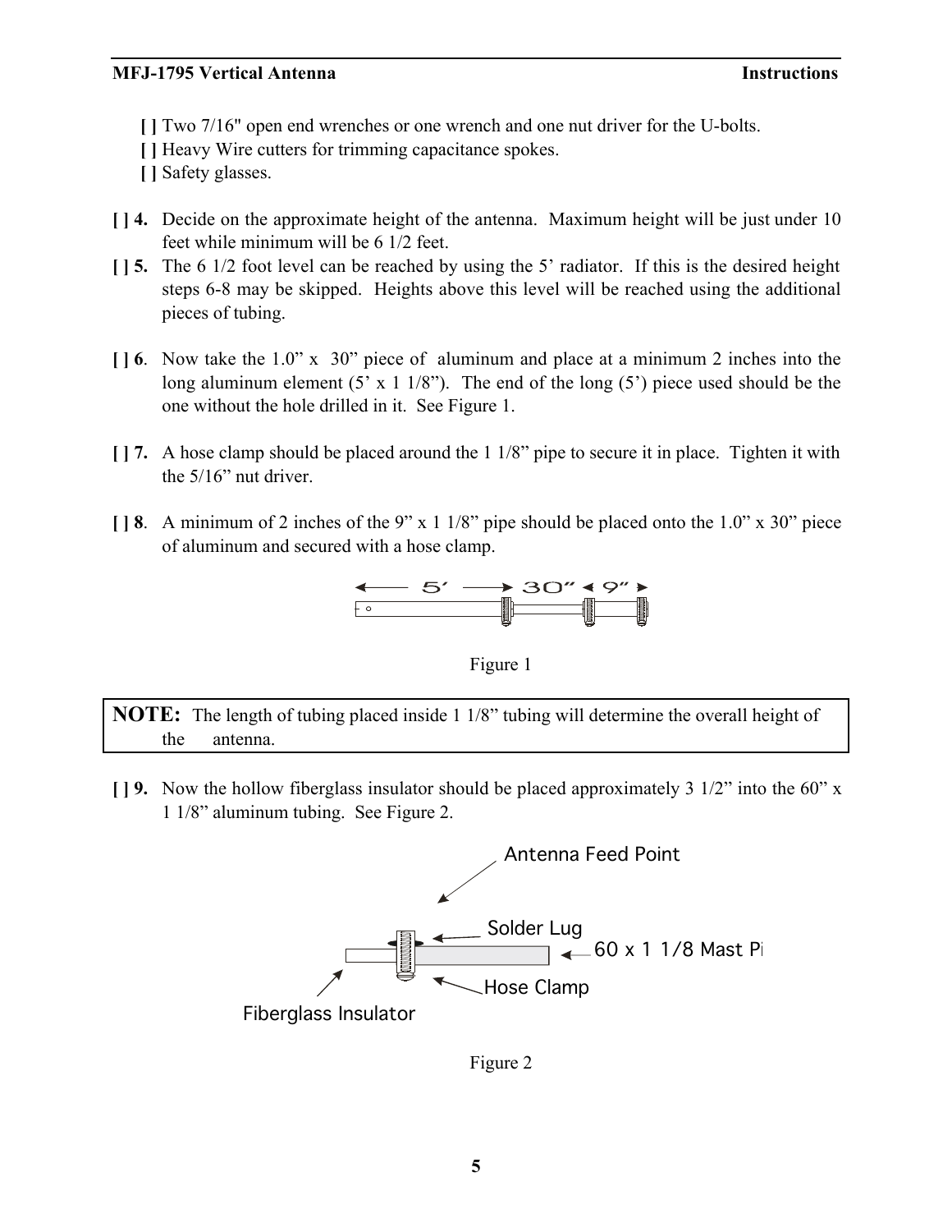- [ ] Two 7/16" open end wrenches or one wrench and one nut driver for the U-bolts.
- [ ] Heavy Wire cutters for trimming capacitance spokes.
- [ ] Safety glasses.

**[ ] 4.** Decide on the approximate height of the antenna. Maximum height will be just under 10 feet while minimum will be 6 1/2 feet.

**[ ] 5.** The 6 1/2 foot level can be reached by using the 5' radiator. If this is the desired height steps 6-8 may be skipped. Heights above this level will be reached using the additional pieces of tubing.

**[ ] 6**. Now take the 1.0" x 30" piece of aluminum and place at a minimum 2 inches into the long aluminum element (5' x 1 1/8"). The end of the long (5') piece used should be the one without the hole drilled in it. See Figure 1.

**[ ] 7.** A hose clamp should be placed around the 1 1/8" pipe to secure it in place. Tighten it with the 5/16" nut driver.

**[ ] 8**. A minimum of 2 inches of the 9" x 1 1/8" pipe should be placed onto the 1.0" x 30" piece of aluminum and secured with a hose clamp.

5' 30" 9"

Figure 1

> **NOTE:** The length of tubing placed inside 1 1/8" tubing will determine the overall height of the antenna.

**[ ] 9.** Now the hollow fiberglass insulator should be placed approximately 3 1/2" into the 60" x 1 1/8" aluminum tubing. See Figure 2.

Antenna Feed Point

Solder Lug

60 x 1 1/8 Mast Pi

Hose Clamp

Fiberglass Insulator

Figure 2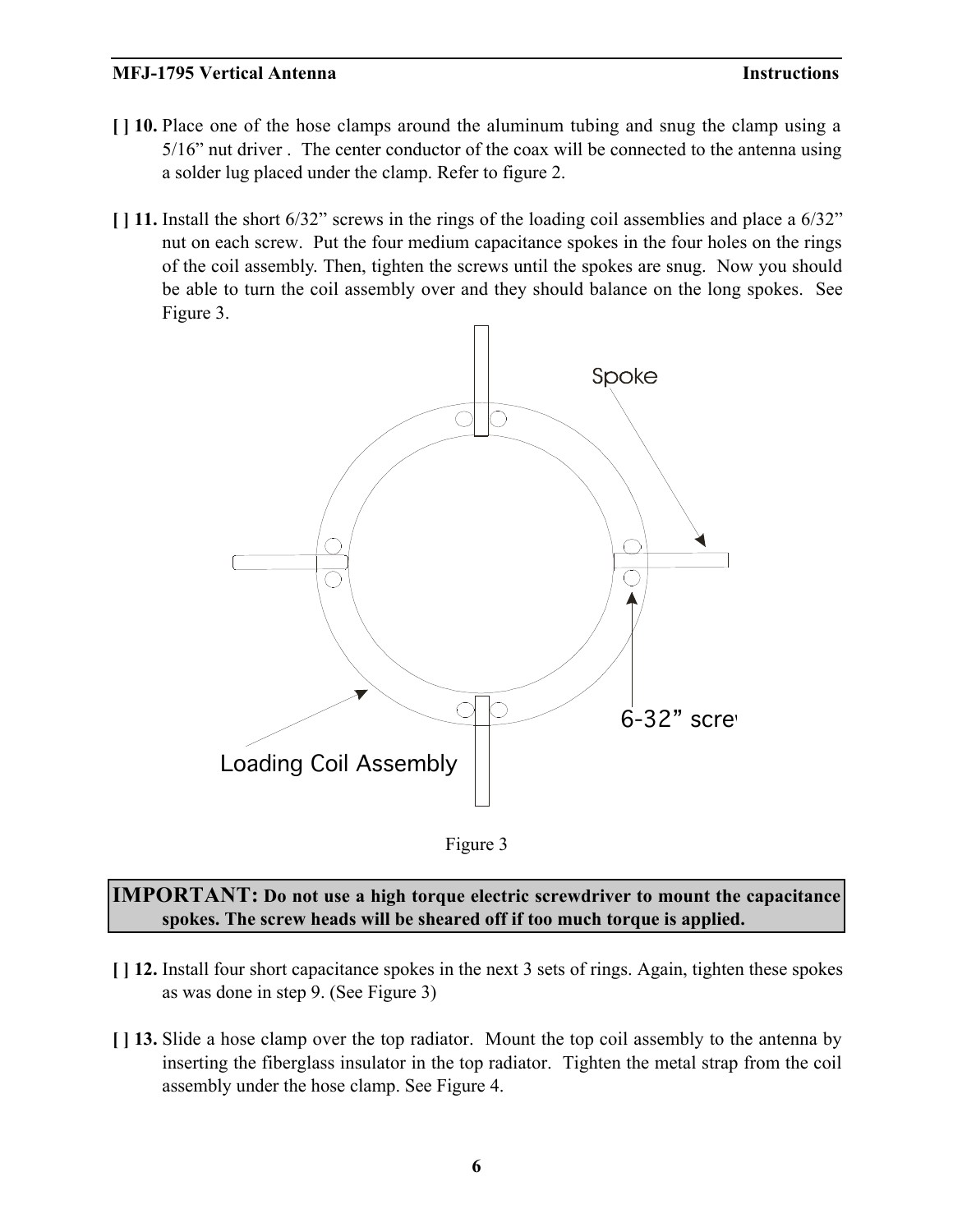[ ] 10. Place one of the hose clamps around the aluminum tubing and snug the clamp using a 5/16" nut driver . The center conductor of the coax will be connected to the antenna using a solder lug placed under the clamp. Refer to figure 2.

[ ] 11. Install the short 6/32" screws in the rings of the loading coil assemblies and place a 6/32" nut on each screw. Put the four medium capacitance spokes in the four holes on the rings of the coil assembly. Then, tighten the screws until the spokes are snug. Now you should be able to turn the coil assembly over and they should balance on the long spokes. See Figure 3.

Spoke

6-32" screw

Loading Coil Assembly

Figure 3

**IMPORTANT: Do not use a high torque electric screwdriver to mount the capacitance spokes. The screw heads will be sheared off if too much torque is applied.**

[ ] 12. Install four short capacitance spokes in the next 3 sets of rings. Again, tighten these spokes as was done in step 9. (See Figure 3)

[ ] 13. Slide a hose clamp over the top radiator. Mount the top coil assembly to the antenna by inserting the fiberglass insulator in the top radiator. Tighten the metal strap from the coil assembly under the hose clamp. See Figure 4.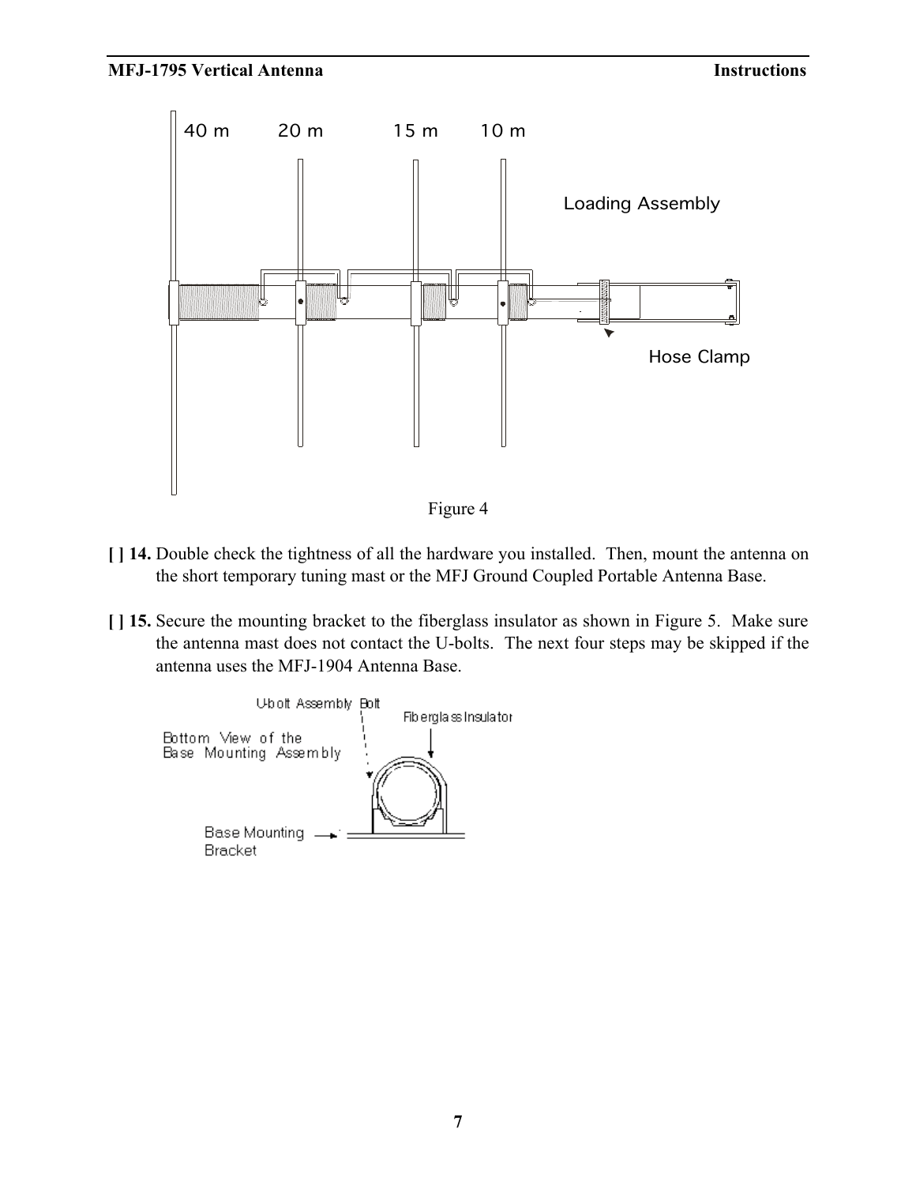Figure 4

**[ ] 14.** Double check the tightness of all the hardware you installed. Then, mount the antenna on the short temporary tuning mast or the MFJ Ground Coupled Portable Antenna Base.

**[ ] 15.** Secure the mounting bracket to the fiberglass insulator as shown in Figure 5. Make sure the antenna mast does not contact the U-bolts. The next four steps may be skipped if the antenna uses the MFJ-1904 Antenna Base.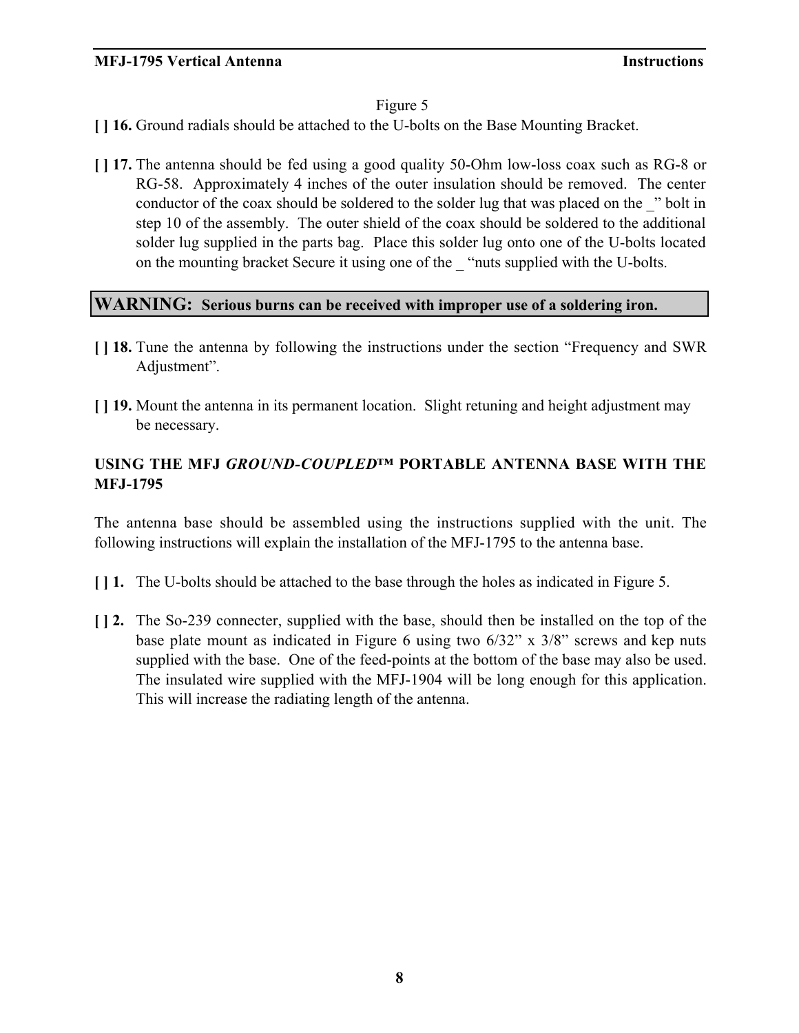Figure 5

**[ ] 16.** Ground radials should be attached to the U-bolts on the Base Mounting Bracket.

**[ ] 17.** The antenna should be fed using a good quality 50-Ohm low-loss coax such as RG-8 or RG-58. Approximately 4 inches of the outer insulation should be removed. The center conductor of the coax should be soldered to the solder lug that was placed on the _" bolt in step 10 of the assembly. The outer shield of the coax should be soldered to the additional solder lug supplied in the parts bag. Place this solder lug onto one of the U-bolts located on the mounting bracket Secure it using one of the _ "nuts supplied with the U-bolts.

**WARNING: Serious burns can be received with improper use of a soldering iron.**

**[ ] 18.** Tune the antenna by following the instructions under the section "Frequency and SWR Adjustment".

**[ ] 19.** Mount the antenna in its permanent location. Slight retuning and height adjustment may be necessary.

**USING THE MFJ *GROUND-COUPLED*™ PORTABLE ANTENNA BASE WITH THE MFJ-1795**

The antenna base should be assembled using the instructions supplied with the unit. The following instructions will explain the installation of the MFJ-1795 to the antenna base.

**[ ] 1.** The U-bolts should be attached to the base through the holes as indicated in Figure 5.

**[ ] 2.** The So-239 connecter, supplied with the base, should then be installed on the top of the base plate mount as indicated in Figure 6 using two 6/32" x 3/8" screws and kep nuts supplied with the base. One of the feed-points at the bottom of the base may also be used. The insulated wire supplied with the MFJ-1904 will be long enough for this application. This will increase the radiating length of the antenna.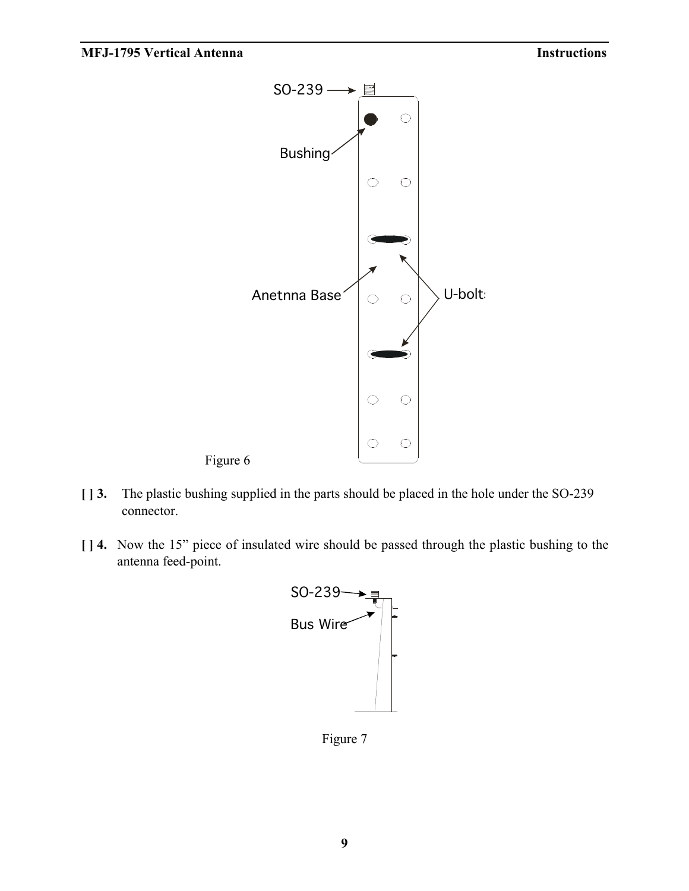Figure 6

**[ ] 3.** The plastic bushing supplied in the parts should be placed in the hole under the SO-239 connector.

**[ ] 4.** Now the 15” piece of insulated wire should be passed through the plastic bushing to the antenna feed-point.

Figure 7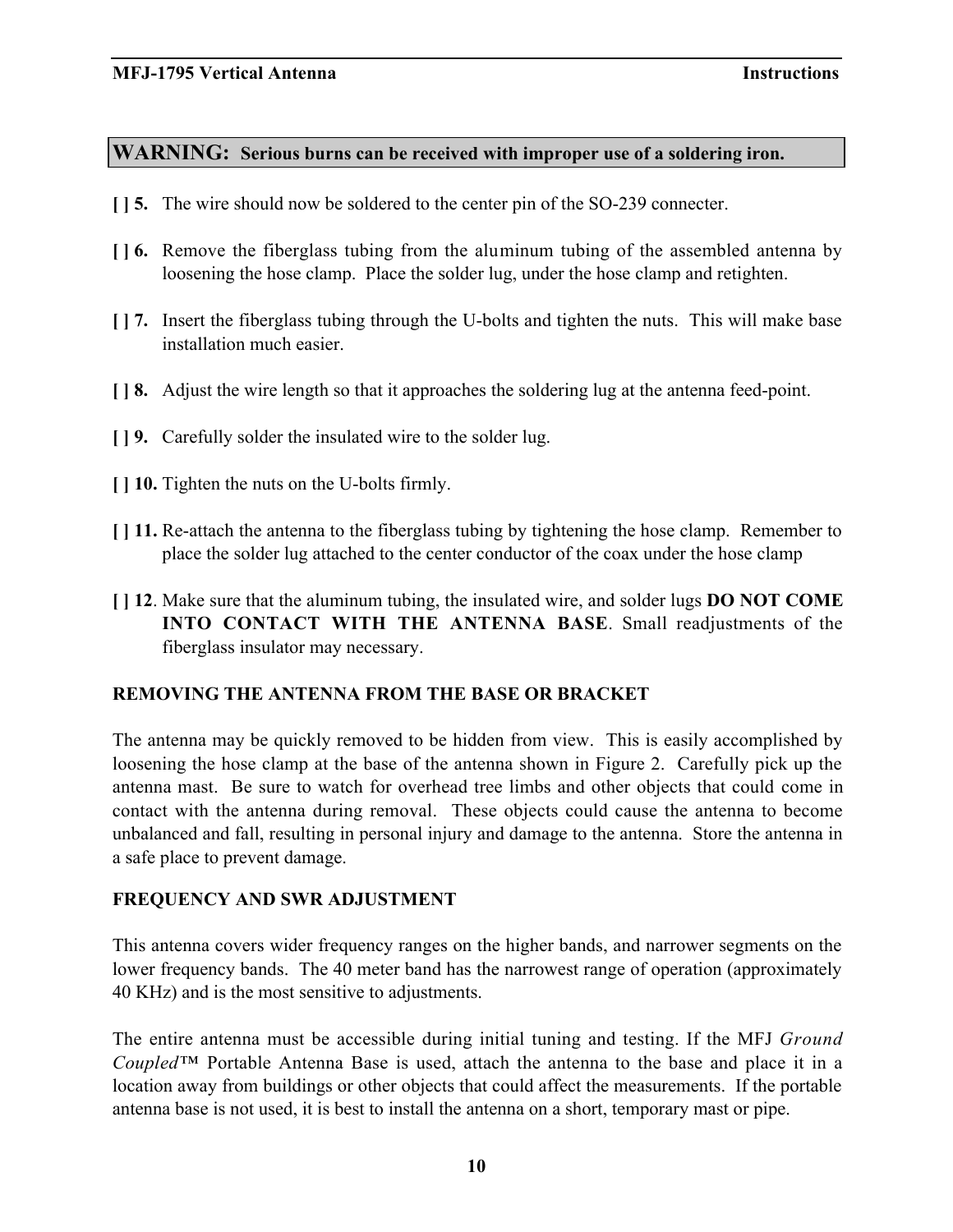**WARNING:** **Serious burns can be received with improper use of a soldering iron.**

**[ ] 5.** The wire should now be soldered to the center pin of the SO-239 connecter.

**[ ] 6.** Remove the fiberglass tubing from the aluminum tubing of the assembled antenna by loosening the hose clamp. Place the solder lug, under the hose clamp and retighten.

**[ ] 7.** Insert the fiberglass tubing through the U-bolts and tighten the nuts. This will make base installation much easier.

**[ ] 8.** Adjust the wire length so that it approaches the soldering lug at the antenna feed-point.

**[ ] 9.** Carefully solder the insulated wire to the solder lug.

**[ ] 10.** Tighten the nuts on the U-bolts firmly.

**[ ] 11.** Re-attach the antenna to the fiberglass tubing by tightening the hose clamp. Remember to place the solder lug attached to the center conductor of the coax under the hose clamp

**[ ] 12**. Make sure that the aluminum tubing, the insulated wire, and solder lugs **DO NOT COME INTO CONTACT WITH THE ANTENNA BASE**. Small readjustments of the fiberglass insulator may necessary.

**REMOVING THE ANTENNA FROM THE BASE OR BRACKET**

The antenna may be quickly removed to be hidden from view. This is easily accomplished by loosening the hose clamp at the base of the antenna shown in Figure 2. Carefully pick up the antenna mast. Be sure to watch for overhead tree limbs and other objects that could come in contact with the antenna during removal. These objects could cause the antenna to become unbalanced and fall, resulting in personal injury and damage to the antenna. Store the antenna in a safe place to prevent damage.

**FREQUENCY AND SWR ADJUSTMENT**

This antenna covers wider frequency ranges on the higher bands, and narrower segments on the lower frequency bands. The 40 meter band has the narrowest range of operation (approximately 40 KHz) and is the most sensitive to adjustments.

The entire antenna must be accessible during initial tuning and testing. If the MFJ *Ground Coupled*™ Portable Antenna Base is used, attach the antenna to the base and place it in a location away from buildings or other objects that could affect the measurements. If the portable antenna base is not used, it is best to install the antenna on a short, temporary mast or pipe.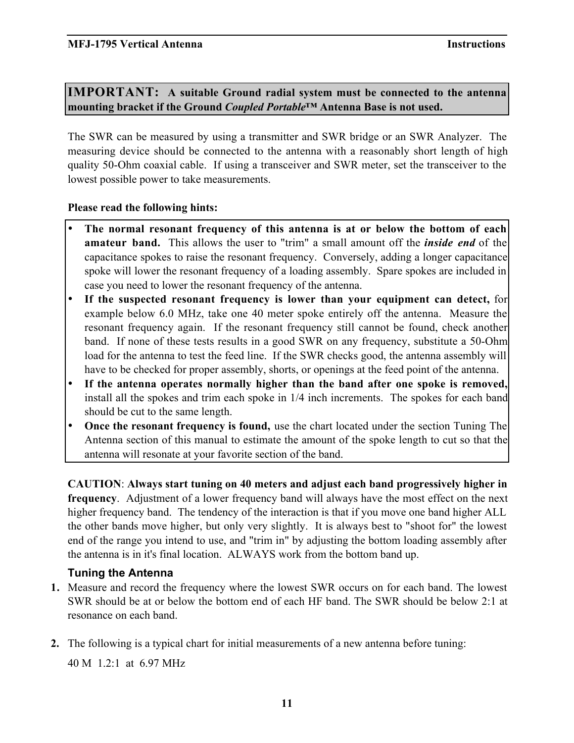**IMPORTANT: A suitable Ground radial system must be connected to the antenna mounting bracket if the Ground *Coupled Portable*™ Antenna Base is not used.**

The SWR can be measured by using a transmitter and SWR bridge or an SWR Analyzer. The measuring device should be connected to the antenna with a reasonably short length of high quality 50-Ohm coaxial cable. If using a transceiver and SWR meter, set the transceiver to the lowest possible power to take measurements.

**Please read the following hints:**

- **The normal resonant frequency of this antenna is at or below the bottom of each amateur band.** This allows the user to "trim" a small amount off the ***inside end*** of the capacitance spokes to raise the resonant frequency. Conversely, adding a longer capacitance spoke will lower the resonant frequency of a loading assembly. Spare spokes are included in case you need to lower the resonant frequency of the antenna.
- **If the suspected resonant frequency is lower than your equipment can detect,** for example below 6.0 MHz, take one 40 meter spoke entirely off the antenna. Measure the resonant frequency again. If the resonant frequency still cannot be found, check another band. If none of these tests results in a good SWR on any frequency, substitute a 50-Ohm load for the antenna to test the feed line. If the SWR checks good, the antenna assembly will have to be checked for proper assembly, shorts, or openings at the feed point of the antenna.
- **If the antenna operates normally higher than the band after one spoke is removed,** install all the spokes and trim each spoke in 1/4 inch increments. The spokes for each band should be cut to the same length.
- **Once the resonant frequency is found,** use the chart located under the section Tuning The Antenna section of this manual to estimate the amount of the spoke length to cut so that the antenna will resonate at your favorite section of the band.

**CAUTION**: **Always start tuning on 40 meters and adjust each band progressively higher in frequency**. Adjustment of a lower frequency band will always have the most effect on the next higher frequency band. The tendency of the interaction is that if you move one band higher ALL the other bands move higher, but only very slightly. It is always best to "shoot for" the lowest end of the range you intend to use, and "trim in" by adjusting the bottom loading assembly after the antenna is in it's final location. ALWAYS work from the bottom band up.

### Tuning the Antenna

1. Measure and record the frequency where the lowest SWR occurs on for each band. The lowest SWR should be at or below the bottom end of each HF band. The SWR should be below 2:1 at resonance on each band.

2. The following is a typical chart for initial measurements of a new antenna before tuning:

   40 M 1.2:1 at 6.97 MHz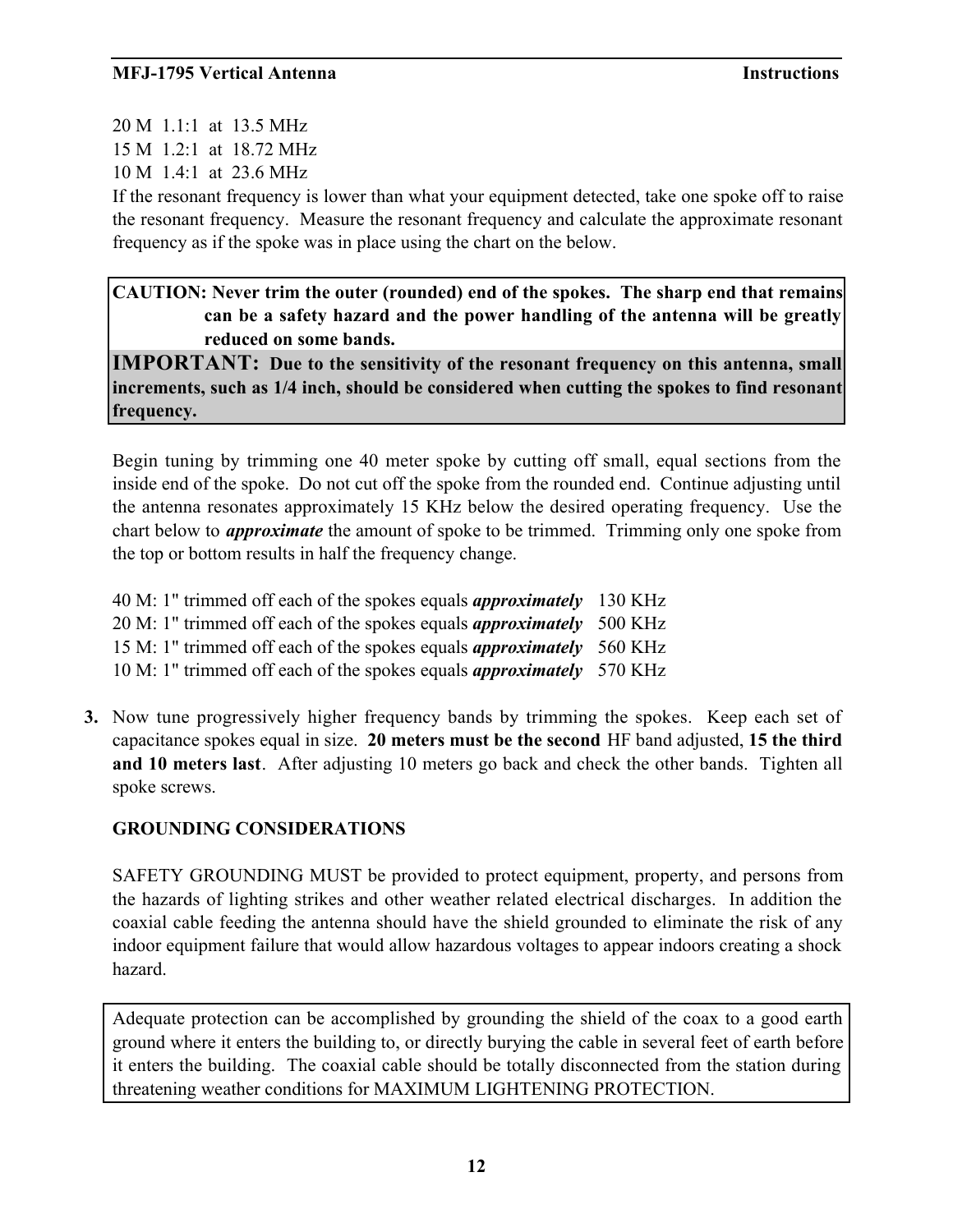20 M 1.1:1 at 13.5 MHz
15 M 1.2:1 at 18.72 MHz
10 M 1.4:1 at 23.6 MHz

If the resonant frequency is lower than what your equipment detected, take one spoke off to raise the resonant frequency. Measure the resonant frequency and calculate the approximate resonant frequency as if the spoke was in place using the chart on the below.

**CAUTION: Never trim the outer (rounded) end of the spokes. The sharp end that remains can be a safety hazard and the power handling of the antenna will be greatly reduced on some bands.**

**IMPORTANT: Due to the sensitivity of the resonant frequency on this antenna, small increments, such as 1/4 inch, should be considered when cutting the spokes to find resonant frequency.**

Begin tuning by trimming one 40 meter spoke by cutting off small, equal sections from the inside end of the spoke. Do not cut off the spoke from the rounded end. Continue adjusting until the antenna resonates approximately 15 KHz below the desired operating frequency. Use the chart below to ***approximate*** the amount of spoke to be trimmed. Trimming only one spoke from the top or bottom results in half the frequency change.

40 M: 1" trimmed off each of the spokes equals ***approximately*** 130 KHz
20 M: 1" trimmed off each of the spokes equals ***approximately*** 500 KHz
15 M: 1" trimmed off each of the spokes equals ***approximately*** 560 KHz
10 M: 1" trimmed off each of the spokes equals ***approximately*** 570 KHz

**3.** Now tune progressively higher frequency bands by trimming the spokes. Keep each set of capacitance spokes equal in size. **20 meters must be the second** HF band adjusted, **15 the third and 10 meters last**. After adjusting 10 meters go back and check the other bands. Tighten all spoke screws.

**GROUNDING CONSIDERATIONS**

SAFETY GROUNDING MUST be provided to protect equipment, property, and persons from the hazards of lighting strikes and other weather related electrical discharges. In addition the coaxial cable feeding the antenna should have the shield grounded to eliminate the risk of any indoor equipment failure that would allow hazardous voltages to appear indoors creating a shock hazard.

Adequate protection can be accomplished by grounding the shield of the coax to a good earth ground where it enters the building to, or directly burying the cable in several feet of earth before it enters the building. The coaxial cable should be totally disconnected from the station during threatening weather conditions for MAXIMUM LIGHTENING PROTECTION.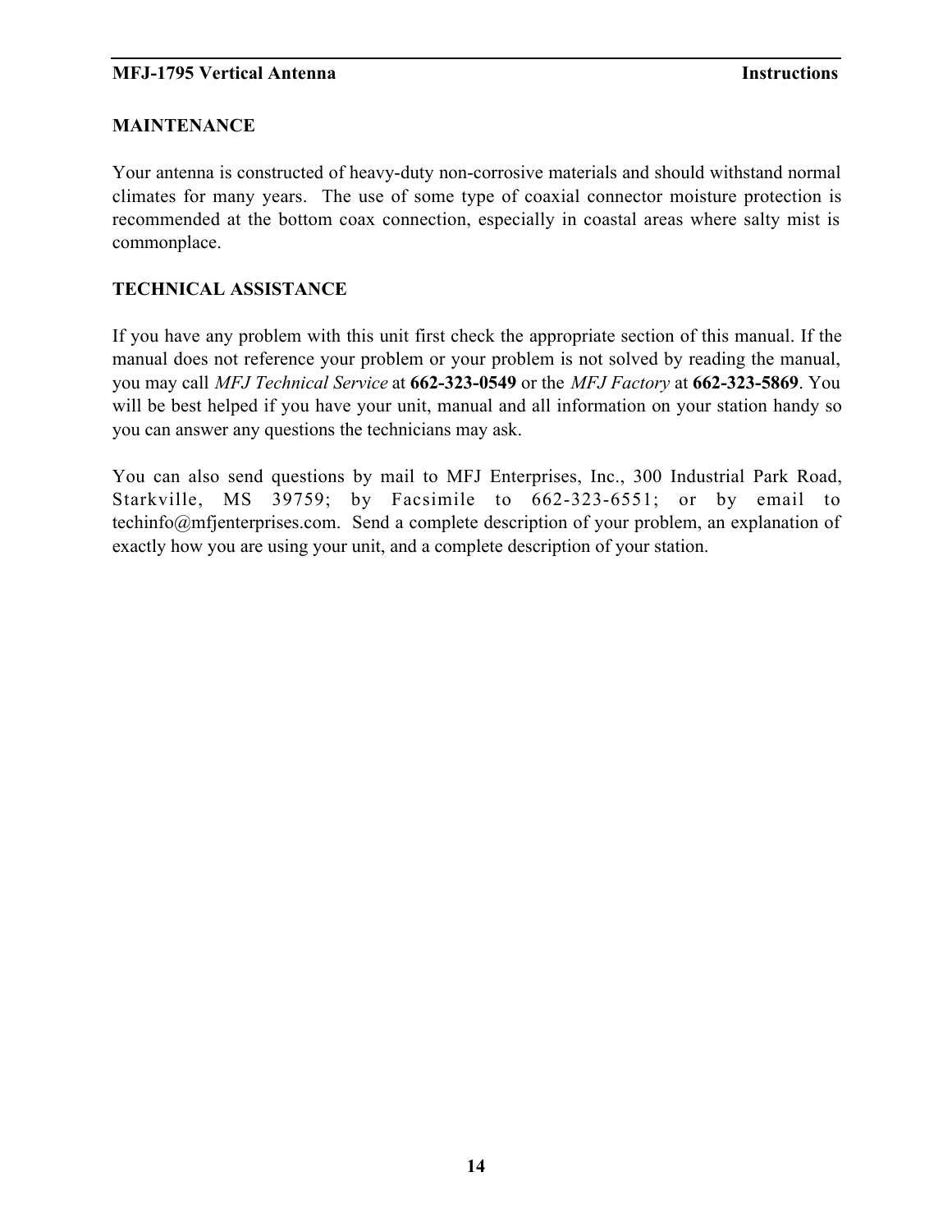## MAINTENANCE

Your antenna is constructed of heavy-duty non-corrosive materials and should withstand normal climates for many years. The use of some type of coaxial connector moisture protection is recommended at the bottom coax connection, especially in coastal areas where salty mist is commonplace.

## TECHNICAL ASSISTANCE

If you have any problem with this unit first check the appropriate section of this manual. If the manual does not reference your problem or your problem is not solved by reading the manual, you may call *MFJ Technical Service* at **662-323-0549** or the *MFJ Factory* at **662-323-5869**. You will be best helped if you have your unit, manual and all information on your station handy so you can answer any questions the technicians may ask.

You can also send questions by mail to MFJ Enterprises, Inc., 300 Industrial Park Road, Starkville, MS 39759; by Facsimile to 662-323-6551; or by email to techinfo@mfjenterprises.com. Send a complete description of your problem, an explanation of exactly how you are using your unit, and a complete description of your station.